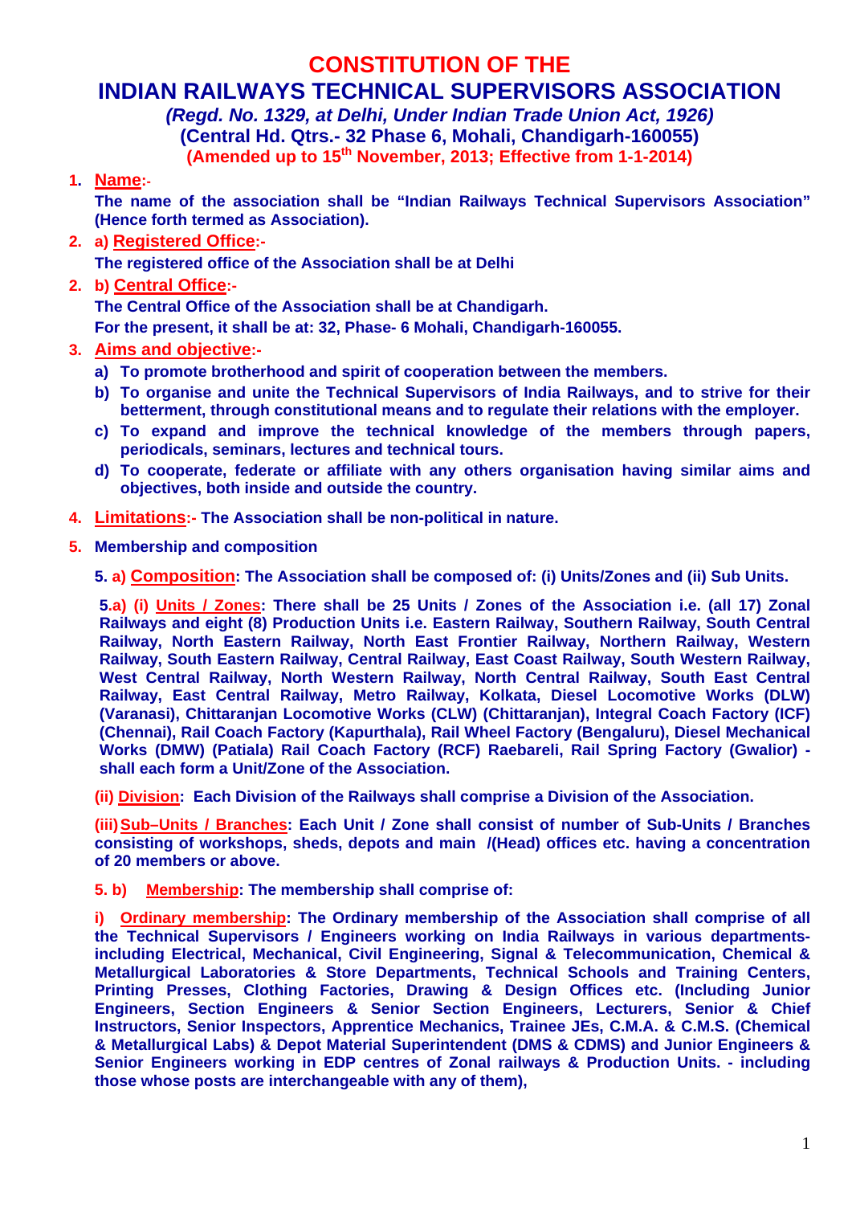# CONSTITUTION OF THE

# INDIAN RAILWAYS TECHNICAL SUPERVISORS ASSOCIATION

***(Regd. No. 1329, at Delhi, Under Indian Trade Union Act, 1926)***

**(Central Hd. Qtrs.- 32 Phase 6, Mohali, Chandigarh-160055)**

**(Amended up to 15th November, 2013; Effective from 1-1-2014)**

**1. Name:-**

**The name of the association shall be "Indian Railways Technical Supervisors Association" (Hence forth termed as Association).**

**2. a) Registered Office:-**

**The registered office of the Association shall be at Delhi**

**2. b) Central Office:-**

**The Central Office of the Association shall be at Chandigarh.**
**For the present, it shall be at: 32, Phase- 6 Mohali, Chandigarh-160055.**

**3. Aims and objective:-**

- **a) To promote brotherhood and spirit of cooperation between the members.**
- **b) To organise and unite the Technical Supervisors of India Railways, and to strive for their betterment, through constitutional means and to regulate their relations with the employer.**
- **c) To expand and improve the technical knowledge of the members through papers, periodicals, seminars, lectures and technical tours.**
- **d) To cooperate, federate or affiliate with any others organisation having similar aims and objectives, both inside and outside the country.**

**4. Limitations:- The Association shall be non-political in nature.**

**5. Membership and composition**

**5. a) Composition: The Association shall be composed of: (i) Units/Zones and (ii) Sub Units.**

**5.a) (i) Units / Zones: There shall be 25 Units / Zones of the Association i.e. (all 17) Zonal Railways and eight (8) Production Units i.e. Eastern Railway, Southern Railway, South Central Railway, North Eastern Railway, North East Frontier Railway, Northern Railway, Western Railway, South Eastern Railway, Central Railway, East Coast Railway, South Western Railway, West Central Railway, North Western Railway, North Central Railway, South East Central Railway, East Central Railway, Metro Railway, Kolkata, Diesel Locomotive Works (DLW) (Varanasi), Chittaranjan Locomotive Works (CLW) (Chittaranjan), Integral Coach Factory (ICF) (Chennai), Rail Coach Factory (Kapurthala), Rail Wheel Factory (Bengaluru), Diesel Mechanical Works (DMW) (Patiala) Rail Coach Factory (RCF) Raebareli, Rail Spring Factory (Gwalior) - shall each form a Unit/Zone of the Association.**

**(ii) Division: Each Division of the Railways shall comprise a Division of the Association.**

**(iii) Sub–Units / Branches: Each Unit / Zone shall consist of number of Sub-Units / Branches consisting of workshops, sheds, depots and main /(Head) offices etc. having a concentration of 20 members or above.**

**5. b) Membership: The membership shall comprise of:**

**i) Ordinary membership: The Ordinary membership of the Association shall comprise of all the Technical Supervisors / Engineers working on India Railways in various departments-including Electrical, Mechanical, Civil Engineering, Signal & Telecommunication, Chemical & Metallurgical Laboratories & Store Departments, Technical Schools and Training Centers, Printing Presses, Clothing Factories, Drawing & Design Offices etc. (Including Junior Engineers, Section Engineers & Senior Section Engineers, Lecturers, Senior & Chief Instructors, Senior Inspectors, Apprentice Mechanics, Trainee JEs, C.M.A. & C.M.S. (Chemical & Metallurgical Labs) & Depot Material Superintendent (DMS & CDMS) and Junior Engineers & Senior Engineers working in EDP centres of Zonal railways & Production Units. - including those whose posts are interchangeable with any of them),**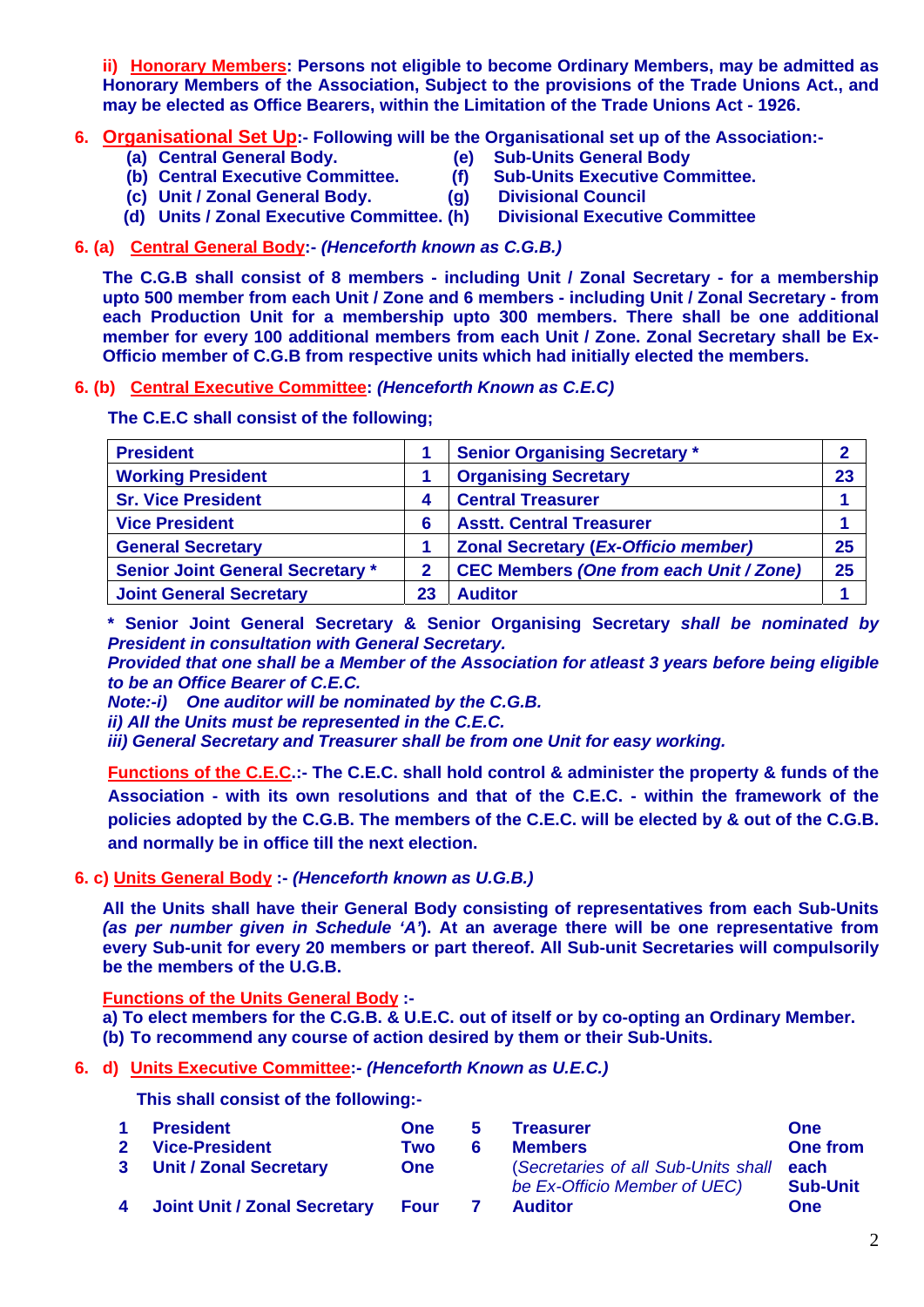**ii) Honorary Members: Persons not eligible to become Ordinary Members, may be admitted as Honorary Members of the Association, Subject to the provisions of the Trade Unions Act., and may be elected as Office Bearers, within the Limitation of the Trade Unions Act - 1926.**

**6. Organisational Set Up:- Following will be the Organisational set up of the Association:-**

- **(a) Central General Body.**
- **(b) Central Executive Committee.**
- **(c) Unit / Zonal General Body.**
- **(d) Units / Zonal Executive Committee.**
- **(e) Sub-Units General Body**
- **(f) Sub-Units Executive Committee.**
- **(g) Divisional Council**
- **(h) Divisional Executive Committee**

**6. (a) Central General Body:- *(Henceforth known as C.G.B.)***

**The C.G.B shall consist of 8 members - including Unit / Zonal Secretary - for a membership upto 500 member from each Unit / Zone and 6 members - including Unit / Zonal Secretary - from each Production Unit for a membership upto 300 members. There shall be one additional member for every 100 additional members from each Unit / Zone. Zonal Secretary shall be Ex-Officio member of C.G.B from respective units which had initially elected the members.**

**6. (b) Central Executive Committee: *(Henceforth Known as C.E.C)***

**The C.E.C shall consist of the following;**

| | | | |
|---|---|---|---|
| **President** | **1** | **Senior Organising Secretary *** | **2** |
| **Working President** | **1** | **Organising Secretary** | **23** |
| **Sr. Vice President** | **4** | **Central Treasurer** | **1** |
| **Vice President** | **6** | **Asstt. Central Treasurer** | **1** |
| **General Secretary** | **1** | **Zonal Secretary *(Ex-Officio member)*** | **25** |
| **Senior Joint General Secretary *** | **2** | **CEC Members *(One from each Unit / Zone)*** | **25** |
| **Joint General Secretary** | **23** | **Auditor** | **1** |

**\* Senior Joint General Secretary & Senior Organising Secretary *shall be nominated by President in consultation with General Secretary.***

***Provided that one shall be a Member of the Association for atleast 3 years before being eligible to be an Office Bearer of C.E.C.***

***Note:-i) One auditor will be nominated by the C.G.B.***

***ii) All the Units must be represented in the C.E.C.***

***iii) General Secretary and Treasurer shall be from one Unit for easy working.***

**Functions of the C.E.C.:- The C.E.C. shall hold control & administer the property & funds of the Association - with its own resolutions and that of the C.E.C. - within the framework of the policies adopted by the C.G.B. The members of the C.E.C. will be elected by & out of the C.G.B. and normally be in office till the next election.**

**6. c) Units General Body :- *(Henceforth known as U.G.B.)***

**All the Units shall have their General Body consisting of representatives from each Sub-Units *(as per number given in Schedule 'A')*. At an average there will be one representative from every Sub-unit for every 20 members or part thereof. All Sub-unit Secretaries will compulsorily be the members of the U.G.B.**

**Functions of the Units General Body :-**

**a) To elect members for the C.G.B. & U.E.C. out of itself or by co-opting an Ordinary Member.**

**(b) To recommend any course of action desired by them or their Sub-Units.**

**6. d) Units Executive Committee:- *(Henceforth Known as U.E.C.)***

**This shall consist of the following:-**

| | | | | | |
|---|---|---|---|---|---|
| **1** | **President** | **One** | **5** | **Treasurer** | **One** |
| **2** | **Vice-President** | **Two** | **6** | **Members** (*Secretaries of all Sub-Units shall be Ex-Officio Member of UEC*) | **One from each Sub-Unit** |
| **3** | **Unit / Zonal Secretary** | **One** | | | |
| **4** | **Joint Unit / Zonal Secretary** | **Four** | **7** | **Auditor** | **One** |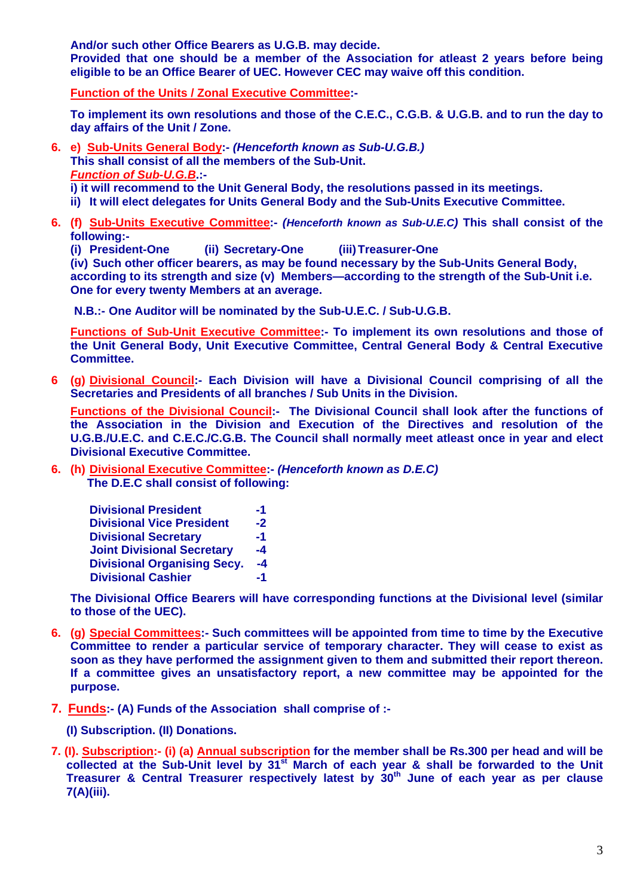**And/or such other Office Bearers as U.G.B. may decide.**
**Provided that one should be a member of the Association for atleast 2 years before being eligible to be an Office Bearer of UEC. However CEC may waive off this condition.**

**Function of the Units / Zonal Executive Committee:-**

**To implement its own resolutions and those of the C.E.C., C.G.B. & U.G.B. and to run the day to day affairs of the Unit / Zone.**

**6. e) Sub-Units General Body:- *(Henceforth known as Sub-U.G.B.)***
**This shall consist of all the members of the Sub-Unit.**
***Function of Sub-U.G.B.*:-**
**i) it will recommend to the Unit General Body, the resolutions passed in its meetings.**
**ii) It will elect delegates for Units General Body and the Sub-Units Executive Committee.**

**6. (f) Sub-Units Executive Committee:- *(Henceforth known as Sub-U.E.C)* This shall consist of the following:-**
**(i) President-One (ii) Secretary-One (iii) Treasurer-One**
**(iv) Such other officer bearers, as may be found necessary by the Sub-Units General Body, according to its strength and size (v) Members—according to the strength of the Sub-Unit i.e. One for every twenty Members at an average.**

**N.B.:- One Auditor will be nominated by the Sub-U.E.C. / Sub-U.G.B.**

**Functions of Sub-Unit Executive Committee:- To implement its own resolutions and those of the Unit General Body, Unit Executive Committee, Central General Body & Central Executive Committee.**

**6 (g) Divisional Council:- Each Division will have a Divisional Council comprising of all the Secretaries and Presidents of all branches / Sub Units in the Division.**

**Functions of the Divisional Council:- The Divisional Council shall look after the functions of the Association in the Division and Execution of the Directives and resolution of the U.G.B./U.E.C. and C.E.C./C.G.B. The Council shall normally meet atleast once in year and elect Divisional Executive Committee.**

**6. (h) Divisional Executive Committee:- *(Henceforth known as D.E.C)***
**The D.E.C shall consist of following:**

| | |
|---|---|
| **Divisional President** | **-1** |
| **Divisional Vice President** | **-2** |
| **Divisional Secretary** | **-1** |
| **Joint Divisional Secretary** | **-4** |
| **Divisional Organising Secy.** | **-4** |
| **Divisional Cashier** | **-1** |

**The Divisional Office Bearers will have corresponding functions at the Divisional level (similar to those of the UEC).**

**6. (g) Special Committees:- Such committees will be appointed from time to time by the Executive Committee to render a particular service of temporary character. They will cease to exist as soon as they have performed the assignment given to them and submitted their report thereon. If a committee gives an unsatisfactory report, a new committee may be appointed for the purpose.**

**7. Funds:- (A) Funds of the Association shall comprise of :-**

**(I) Subscription. (II) Donations.**

**7. (I). Subscription:- (i) (a) Annual subscription for the member shall be Rs.300 per head and will be collected at the Sub-Unit level by 31st March of each year & shall be forwarded to the Unit Treasurer & Central Treasurer respectively latest by 30th June of each year as per clause 7(A)(iii).**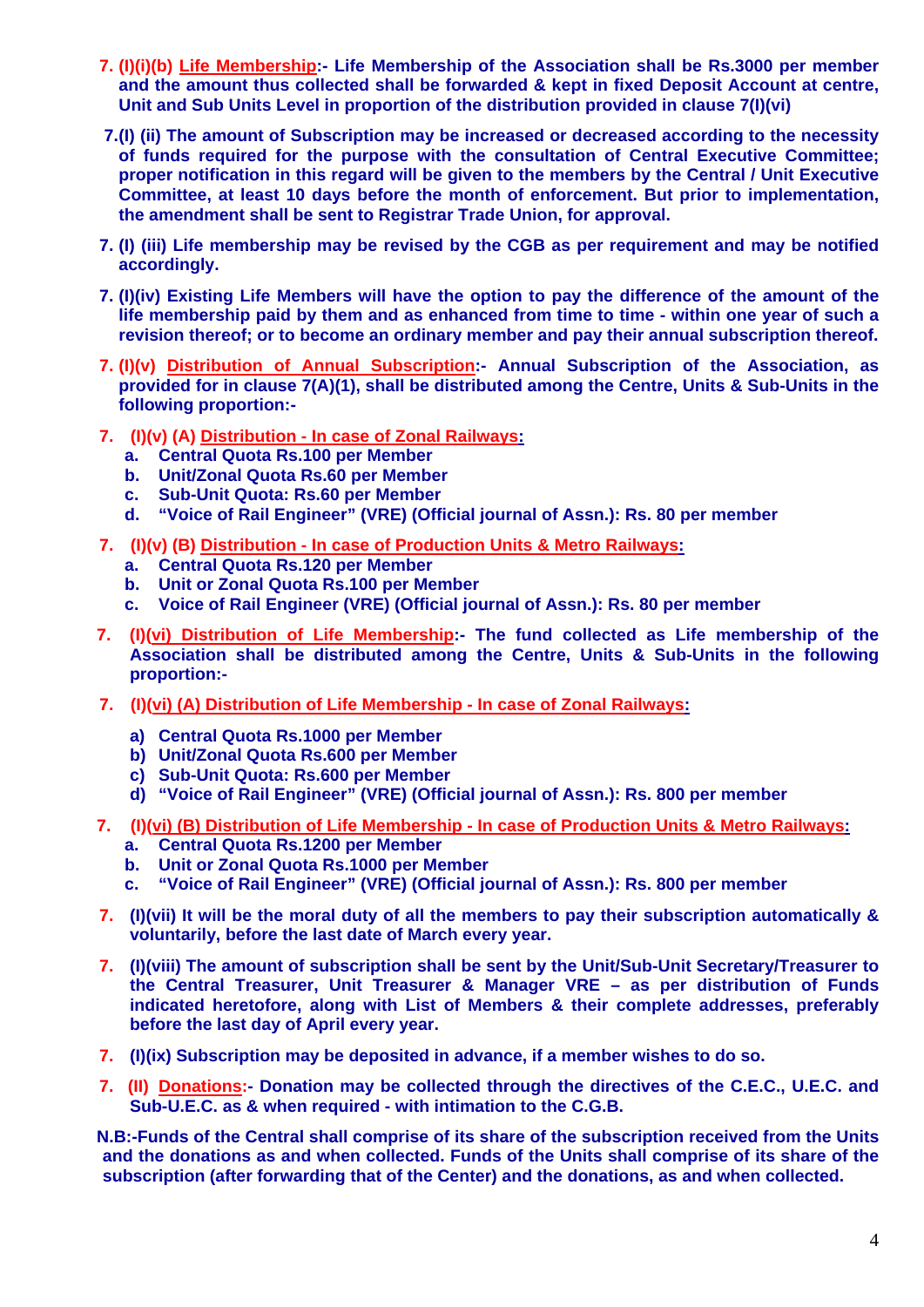**7. (I)(i)(b) Life Membership:- Life Membership of the Association shall be Rs.3000 per member and the amount thus collected shall be forwarded & kept in fixed Deposit Account at centre, Unit and Sub Units Level in proportion of the distribution provided in clause 7(I)(vi)**

**7.(I) (ii) The amount of Subscription may be increased or decreased according to the necessity of funds required for the purpose with the consultation of Central Executive Committee; proper notification in this regard will be given to the members by the Central / Unit Executive Committee, at least 10 days before the month of enforcement. But prior to implementation, the amendment shall be sent to Registrar Trade Union, for approval.**

**7. (I) (iii) Life membership may be revised by the CGB as per requirement and may be notified accordingly.**

**7. (I)(iv) Existing Life Members will have the option to pay the difference of the amount of the life membership paid by them and as enhanced from time to time - within one year of such a revision thereof; or to become an ordinary member and pay their annual subscription thereof.**

**7. (I)(v) Distribution of Annual Subscription:- Annual Subscription of the Association, as provided for in clause 7(A)(1), shall be distributed among the Centre, Units & Sub-Units in the following proportion:-**

**7. (I)(v) (A) Distribution - In case of Zonal Railways:**

**a. Central Quota Rs.100 per Member**
**b. Unit/Zonal Quota Rs.60 per Member**
**c. Sub-Unit Quota: Rs.60 per Member**
**d. "Voice of Rail Engineer" (VRE) (Official journal of Assn.): Rs. 80 per member**

**7. (I)(v) (B) Distribution - In case of Production Units & Metro Railways:**

**a. Central Quota Rs.120 per Member**
**b. Unit or Zonal Quota Rs.100 per Member**
**c. Voice of Rail Engineer (VRE) (Official journal of Assn.): Rs. 80 per member**

**7. (I)(vi) Distribution of Life Membership:- The fund collected as Life membership of the Association shall be distributed among the Centre, Units & Sub-Units in the following proportion:-**

**7. (I)(vi) (A) Distribution of Life Membership - In case of Zonal Railways:**

**a) Central Quota Rs.1000 per Member**
**b) Unit/Zonal Quota Rs.600 per Member**
**c) Sub-Unit Quota: Rs.600 per Member**
**d) "Voice of Rail Engineer" (VRE) (Official journal of Assn.): Rs. 800 per member**

**7. (I)(vi) (B) Distribution of Life Membership - In case of Production Units & Metro Railways:**

**a. Central Quota Rs.1200 per Member**
**b. Unit or Zonal Quota Rs.1000 per Member**
**c. "Voice of Rail Engineer" (VRE) (Official journal of Assn.): Rs. 800 per member**

**7. (I)(vii) It will be the moral duty of all the members to pay their subscription automatically & voluntarily, before the last date of March every year.**

**7. (I)(viii) The amount of subscription shall be sent by the Unit/Sub-Unit Secretary/Treasurer to the Central Treasurer, Unit Treasurer & Manager VRE – as per distribution of Funds indicated heretofore, along with List of Members & their complete addresses, preferably before the last day of April every year.**

**7. (I)(ix) Subscription may be deposited in advance, if a member wishes to do so.**

**7. (II) Donations:- Donation may be collected through the directives of the C.E.C., U.E.C. and Sub-U.E.C. as & when required - with intimation to the C.G.B.**

**N.B:-Funds of the Central shall comprise of its share of the subscription received from the Units and the donations as and when collected. Funds of the Units shall comprise of its share of the subscription (after forwarding that of the Center) and the donations, as and when collected.**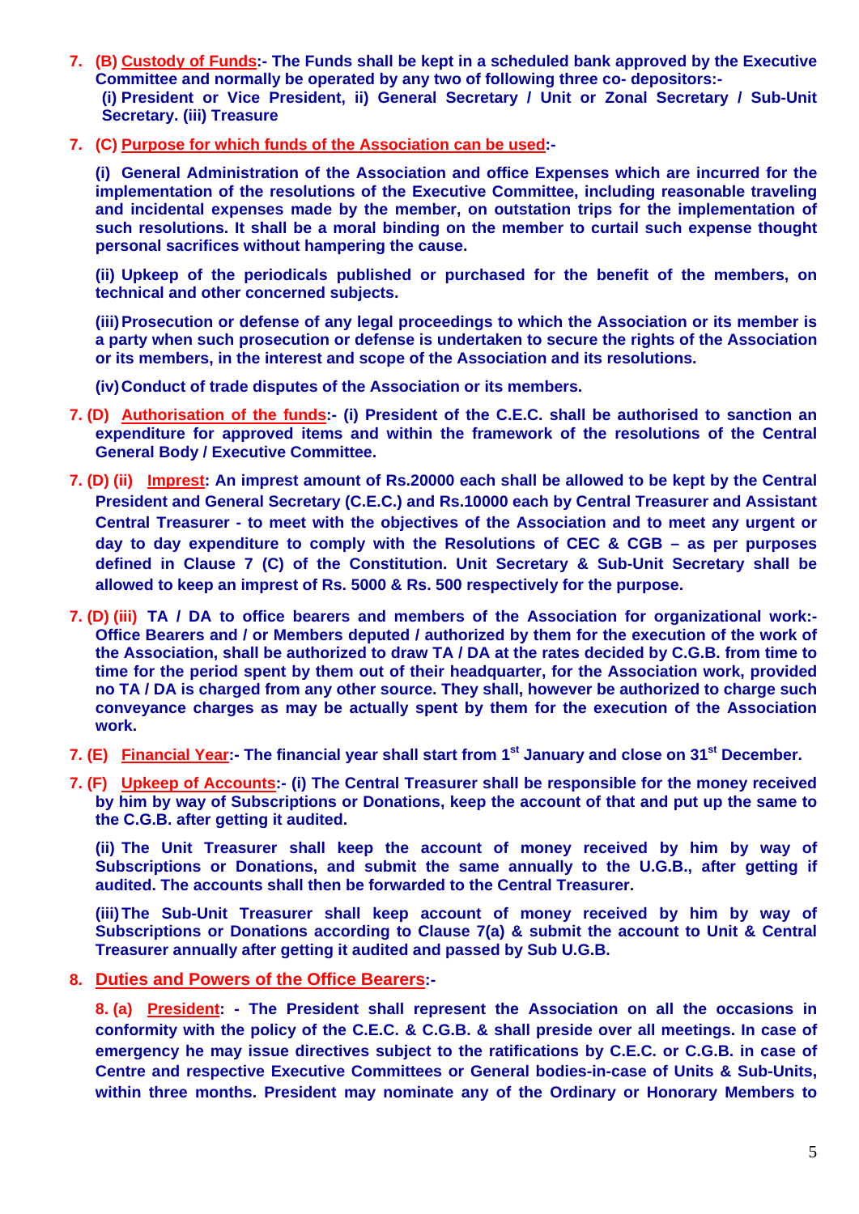**7. (B) Custody of Funds:- The Funds shall be kept in a scheduled bank approved by the Executive Committee and normally be operated by any two of following three co- depositors:-**
**(i) President or Vice President, ii) General Secretary / Unit or Zonal Secretary / Sub-Unit Secretary. (iii) Treasure**

**7. (C) Purpose for which funds of the Association can be used:-**

**(i) General Administration of the Association and office Expenses which are incurred for the implementation of the resolutions of the Executive Committee, including reasonable traveling and incidental expenses made by the member, on outstation trips for the implementation of such resolutions. It shall be a moral binding on the member to curtail such expense thought personal sacrifices without hampering the cause.**

**(ii) Upkeep of the periodicals published or purchased for the benefit of the members, on technical and other concerned subjects.**

**(iii) Prosecution or defense of any legal proceedings to which the Association or its member is a party when such prosecution or defense is undertaken to secure the rights of the Association or its members, in the interest and scope of the Association and its resolutions.**

**(iv) Conduct of trade disputes of the Association or its members.**

**7. (D) Authorisation of the funds:- (i) President of the C.E.C. shall be authorised to sanction an expenditure for approved items and within the framework of the resolutions of the Central General Body / Executive Committee.**

**7. (D) (ii) Imprest: An imprest amount of Rs.20000 each shall be allowed to be kept by the Central President and General Secretary (C.E.C.) and Rs.10000 each by Central Treasurer and Assistant Central Treasurer - to meet with the objectives of the Association and to meet any urgent or day to day expenditure to comply with the Resolutions of CEC & CGB – as per purposes defined in Clause 7 (C) of the Constitution. Unit Secretary & Sub-Unit Secretary shall be allowed to keep an imprest of Rs. 5000 & Rs. 500 respectively for the purpose.**

**7. (D) (iii) TA / DA to office bearers and members of the Association for organizational work:- Office Bearers and / or Members deputed / authorized by them for the execution of the work of the Association, shall be authorized to draw TA / DA at the rates decided by C.G.B. from time to time for the period spent by them out of their headquarter, for the Association work, provided no TA / DA is charged from any other source. They shall, however be authorized to charge such conveyance charges as may be actually spent by them for the execution of the Association work.**

**7. (E) Financial Year:- The financial year shall start from 1st January and close on 31st December.**

**7. (F) Upkeep of Accounts:- (i) The Central Treasurer shall be responsible for the money received by him by way of Subscriptions or Donations, keep the account of that and put up the same to the C.G.B. after getting it audited.**

**(ii) The Unit Treasurer shall keep the account of money received by him by way of Subscriptions or Donations, and submit the same annually to the U.G.B., after getting if audited. The accounts shall then be forwarded to the Central Treasurer.**

**(iii) The Sub-Unit Treasurer shall keep account of money received by him by way of Subscriptions or Donations according to Clause 7(a) & submit the account to Unit & Central Treasurer annually after getting it audited and passed by Sub U.G.B.**

**8. Duties and Powers of the Office Bearers:-**

**8. (a) President: - The President shall represent the Association on all the occasions in conformity with the policy of the C.E.C. & C.G.B. & shall preside over all meetings. In case of emergency he may issue directives subject to the ratifications by C.E.C. or C.G.B. in case of Centre and respective Executive Committees or General bodies-in-case of Units & Sub-Units, within three months. President may nominate any of the Ordinary or Honorary Members to**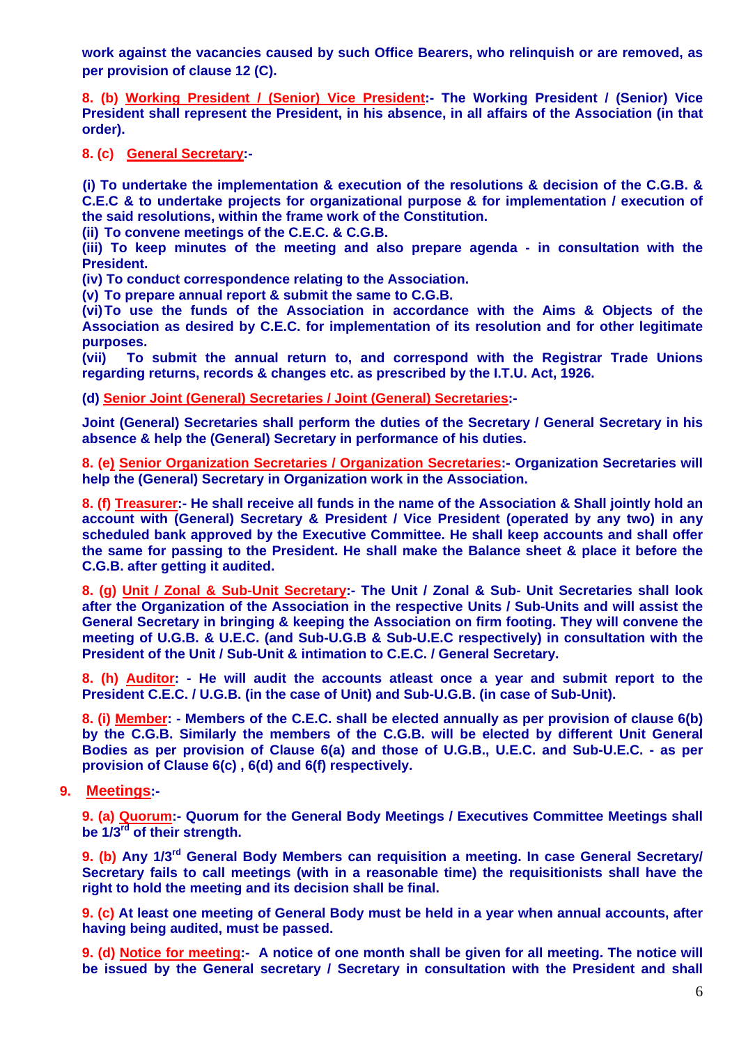work against the vacancies caused by such Office Bearers, who relinquish or are removed, as per provision of clause 12 (C).

**8. (b) Working President / (Senior) Vice President:-** The Working President / (Senior) Vice President shall represent the President, in his absence, in all affairs of the Association (in that order).

**8. (c) General Secretary:-**

(i) To undertake the implementation & execution of the resolutions & decision of the C.G.B. & C.E.C & to undertake projects for organizational purpose & for implementation / execution of the said resolutions, within the frame work of the Constitution.
(ii) To convene meetings of the C.E.C. & C.G.B.
(iii) To keep minutes of the meeting and also prepare agenda - in consultation with the President.
(iv) To conduct correspondence relating to the Association.
(v) To prepare annual report & submit the same to C.G.B.
(vi) To use the funds of the Association in accordance with the Aims & Objects of the Association as desired by C.E.C. for implementation of its resolution and for other legitimate purposes.
(vii) To submit the annual return to, and correspond with the Registrar Trade Unions regarding returns, records & changes etc. as prescribed by the I.T.U. Act, 1926.

**(d) Senior Joint (General) Secretaries / Joint (General) Secretaries:-**

Joint (General) Secretaries shall perform the duties of the Secretary / General Secretary in his absence & help the (General) Secretary in performance of his duties.

**8. (e) Senior Organization Secretaries / Organization Secretaries:-** Organization Secretaries will help the (General) Secretary in Organization work in the Association.

**8. (f) Treasurer:-** He shall receive all funds in the name of the Association & Shall jointly hold an account with (General) Secretary & President / Vice President (operated by any two) in any scheduled bank approved by the Executive Committee. He shall keep accounts and shall offer the same for passing to the President. He shall make the Balance sheet & place it before the C.G.B. after getting it audited.

**8. (g) Unit / Zonal & Sub-Unit Secretary:-** The Unit / Zonal & Sub- Unit Secretaries shall look after the Organization of the Association in the respective Units / Sub-Units and will assist the General Secretary in bringing & keeping the Association on firm footing. They will convene the meeting of U.G.B. & U.E.C. (and Sub-U.G.B & Sub-U.E.C respectively) in consultation with the President of the Unit / Sub-Unit & intimation to C.E.C. / General Secretary.

**8. (h) Auditor:** - He will audit the accounts atleast once a year and submit report to the President C.E.C. / U.G.B. (in the case of Unit) and Sub-U.G.B. (in case of Sub-Unit).

**8. (i) Member:** - Members of the C.E.C. shall be elected annually as per provision of clause 6(b) by the C.G.B. Similarly the members of the C.G.B. will be elected by different Unit General Bodies as per provision of Clause 6(a) and those of U.G.B., U.E.C. and Sub-U.E.C. - as per provision of Clause 6(c) , 6(d) and 6(f) respectively.

## 9. Meetings:-

**9. (a) Quorum:-** Quorum for the General Body Meetings / Executives Committee Meetings shall be 1/3rd of their strength.

**9. (b)** Any 1/3rd General Body Members can requisition a meeting. In case General Secretary/ Secretary fails to call meetings (with in a reasonable time) the requisitionists shall have the right to hold the meeting and its decision shall be final.

**9. (c)** At least one meeting of General Body must be held in a year when annual accounts, after having being audited, must be passed.

**9. (d) Notice for meeting:-** A notice of one month shall be given for all meeting. The notice will be issued by the General secretary / Secretary in consultation with the President and shall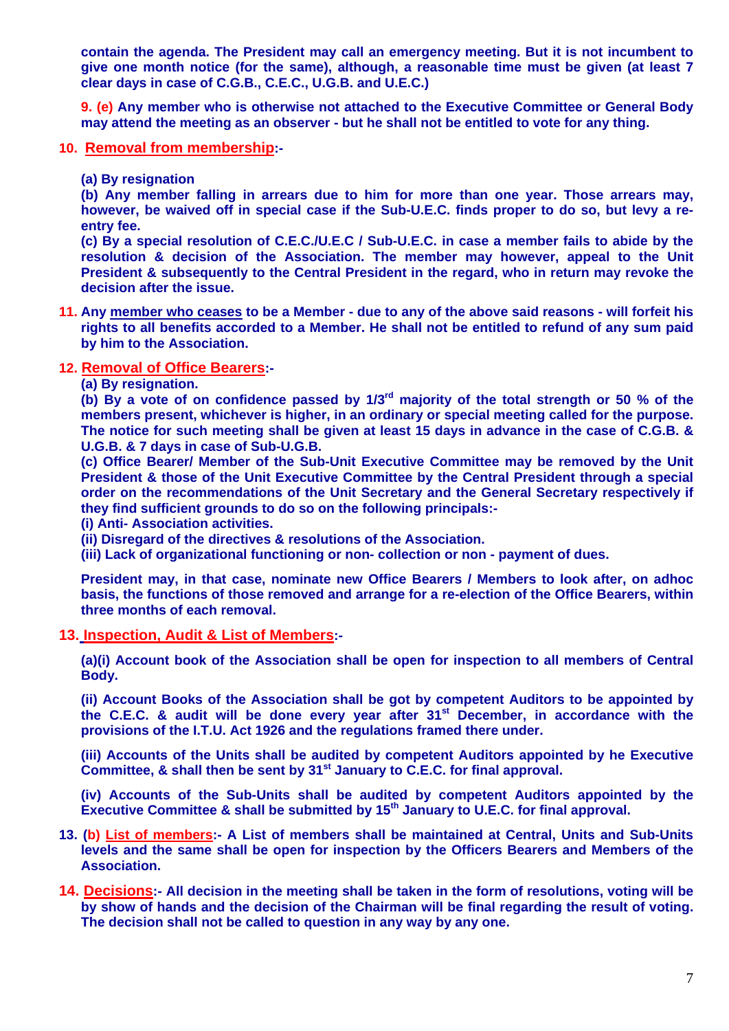**contain the agenda. The President may call an emergency meeting. But it is not incumbent to give one month notice (for the same), although, a reasonable time must be given (at least 7 clear days in case of C.G.B., C.E.C., U.G.B. and U.E.C.)**

**9. (e) Any member who is otherwise not attached to the Executive Committee or General Body may attend the meeting as an observer - but he shall not be entitled to vote for any thing.**

**10. Removal from membership:-**

**(a) By resignation**

**(b) Any member falling in arrears due to him for more than one year. Those arrears may, however, be waived off in special case if the Sub-U.E.C. finds proper to do so, but levy a re-entry fee.**

**(c) By a special resolution of C.E.C./U.E.C / Sub-U.E.C. in case a member fails to abide by the resolution & decision of the Association. The member may however, appeal to the Unit President & subsequently to the Central President in the regard, who in return may revoke the decision after the issue.**

**11. Any member who ceases to be a Member - due to any of the above said reasons - will forfeit his rights to all benefits accorded to a Member. He shall not be entitled to refund of any sum paid by him to the Association.**

**12. Removal of Office Bearers:-**

**(a) By resignation.**

**(b) By a vote of on confidence passed by 1/3rd majority of the total strength or 50 % of the members present, whichever is higher, in an ordinary or special meeting called for the purpose. The notice for such meeting shall be given at least 15 days in advance in the case of C.G.B. & U.G.B. & 7 days in case of Sub-U.G.B.**

**(c) Office Bearer/ Member of the Sub-Unit Executive Committee may be removed by the Unit President & those of the Unit Executive Committee by the Central President through a special order on the recommendations of the Unit Secretary and the General Secretary respectively if they find sufficient grounds to do so on the following principals:-**

**(i) Anti- Association activities.**

**(ii) Disregard of the directives & resolutions of the Association.**

**(iii) Lack of organizational functioning or non- collection or non - payment of dues.**

**President may, in that case, nominate new Office Bearers / Members to look after, on adhoc basis, the functions of those removed and arrange for a re-election of the Office Bearers, within three months of each removal.**

**13. Inspection, Audit & List of Members:-**

**(a)(i) Account book of the Association shall be open for inspection to all members of Central Body.**

**(ii) Account Books of the Association shall be got by competent Auditors to be appointed by the C.E.C. & audit will be done every year after 31st December, in accordance with the provisions of the I.T.U. Act 1926 and the regulations framed there under.**

**(iii) Accounts of the Units shall be audited by competent Auditors appointed by he Executive Committee, & shall then be sent by 31st January to C.E.C. for final approval.**

**(iv) Accounts of the Sub-Units shall be audited by competent Auditors appointed by the Executive Committee & shall be submitted by 15th January to U.E.C. for final approval.**

**13. (b) List of members:- A List of members shall be maintained at Central, Units and Sub-Units levels and the same shall be open for inspection by the Officers Bearers and Members of the Association.**

**14. Decisions:- All decision in the meeting shall be taken in the form of resolutions, voting will be by show of hands and the decision of the Chairman will be final regarding the result of voting. The decision shall not be called to question in any way by any one.**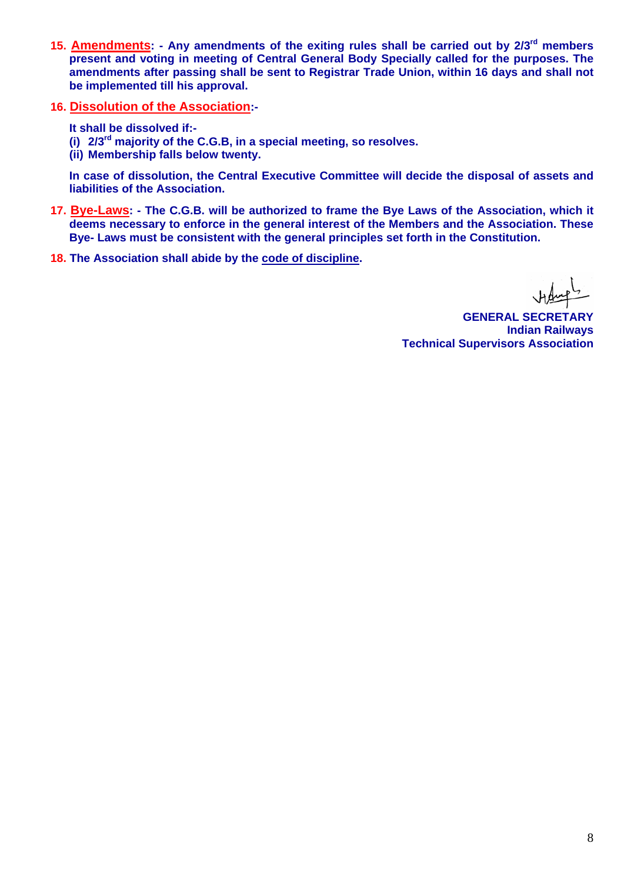**15. Amendments: - Any amendments of the exiting rules shall be carried out by 2/3rd members present and voting in meeting of Central General Body Specially called for the purposes. The amendments after passing shall be sent to Registrar Trade Union, within 16 days and shall not be implemented till his approval.**

**16. Dissolution of the Association:-**

**It shall be dissolved if:-**

**(i) 2/3rd majority of the C.G.B, in a special meeting, so resolves.**
**(ii) Membership falls below twenty.**

**In case of dissolution, the Central Executive Committee will decide the disposal of assets and liabilities of the Association.**

**17. Bye-Laws: - The C.G.B. will be authorized to frame the Bye Laws of the Association, which it deems necessary to enforce in the general interest of the Members and the Association. These Bye- Laws must be consistent with the general principles set forth in the Constitution.**

**18. The Association shall abide by the code of discipline.**

**GENERAL SECRETARY**
**Indian Railways**
**Technical Supervisors Association**